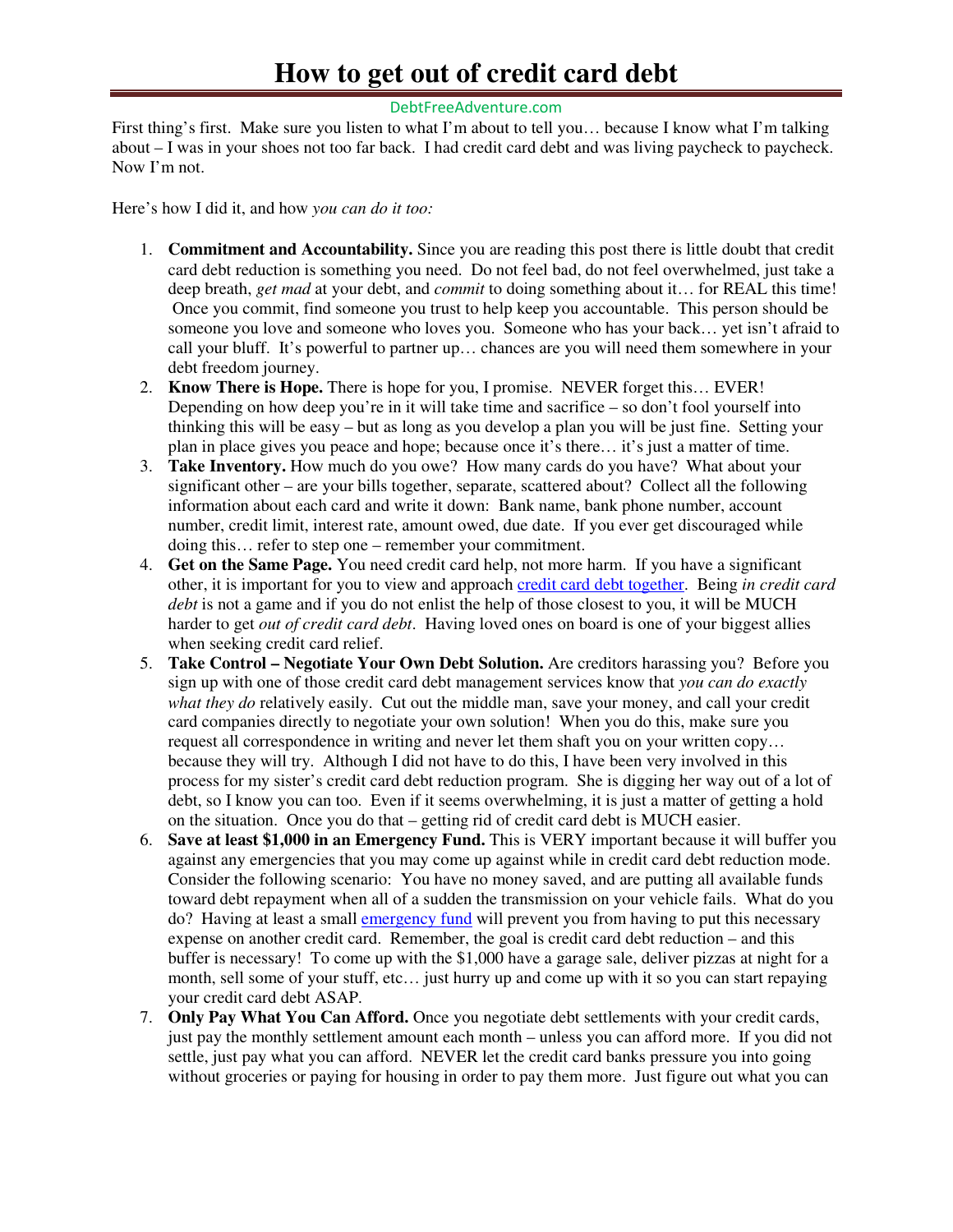# How to get out of credit card debt

DebtFreeAdventure.com

First thing's first. Make sure you listen to what I'm about to tell you… because I know what I'm talking about – I was in your shoes not too far back. I had credit card debt and was living paycheck to paycheck. Now I'm not.

Here's how I did it, and how *you can do it too:*

1. **Commitment and Accountability.** Since you are reading this post there is little doubt that credit card debt reduction is something you need. Do not feel bad, do not feel overwhelmed, just take a deep breath, *get mad* at your debt, and *commit* to doing something about it… for REAL this time! Once you commit, find someone you trust to help keep you accountable. This person should be someone you love and someone who loves you. Someone who has your back… yet isn't afraid to call your bluff. It's powerful to partner up… chances are you will need them somewhere in your debt freedom journey.
2. **Know There is Hope.** There is hope for you, I promise. NEVER forget this… EVER! Depending on how deep you're in it will take time and sacrifice – so don't fool yourself into thinking this will be easy – but as long as you develop a plan you will be just fine. Setting your plan in place gives you peace and hope; because once it's there… it's just a matter of time.
3. **Take Inventory.** How much do you owe? How many cards do you have? What about your significant other – are your bills together, separate, scattered about? Collect all the following information about each card and write it down: Bank name, bank phone number, account number, credit limit, interest rate, amount owed, due date. If you ever get discouraged while doing this… refer to step one – remember your commitment.
4. **Get on the Same Page.** You need credit card help, not more harm. If you have a significant other, it is important for you to view and approach credit card debt together. Being *in credit card debt* is not a game and if you do not enlist the help of those closest to you, it will be MUCH harder to get *out of credit card debt*. Having loved ones on board is one of your biggest allies when seeking credit card relief.
5. **Take Control – Negotiate Your Own Debt Solution.** Are creditors harassing you? Before you sign up with one of those credit card debt management services know that *you can do exactly what they do* relatively easily. Cut out the middle man, save your money, and call your credit card companies directly to negotiate your own solution! When you do this, make sure you request all correspondence in writing and never let them shaft you on your written copy… because they will try. Although I did not have to do this, I have been very involved in this process for my sister's credit card debt reduction program. She is digging her way out of a lot of debt, so I know you can too. Even if it seems overwhelming, it is just a matter of getting a hold on the situation. Once you do that – getting rid of credit card debt is MUCH easier.
6. **Save at least $1,000 in an Emergency Fund.** This is VERY important because it will buffer you against any emergencies that you may come up against while in credit card debt reduction mode. Consider the following scenario: You have no money saved, and are putting all available funds toward debt repayment when all of a sudden the transmission on your vehicle fails. What do you do? Having at least a small emergency fund will prevent you from having to put this necessary expense on another credit card. Remember, the goal is credit card debt reduction – and this buffer is necessary! To come up with the $1,000 have a garage sale, deliver pizzas at night for a month, sell some of your stuff, etc… just hurry up and come up with it so you can start repaying your credit card debt ASAP.
7. **Only Pay What You Can Afford.** Once you negotiate debt settlements with your credit cards, just pay the monthly settlement amount each month – unless you can afford more. If you did not settle, just pay what you can afford. NEVER let the credit card banks pressure you into going without groceries or paying for housing in order to pay them more. Just figure out what you can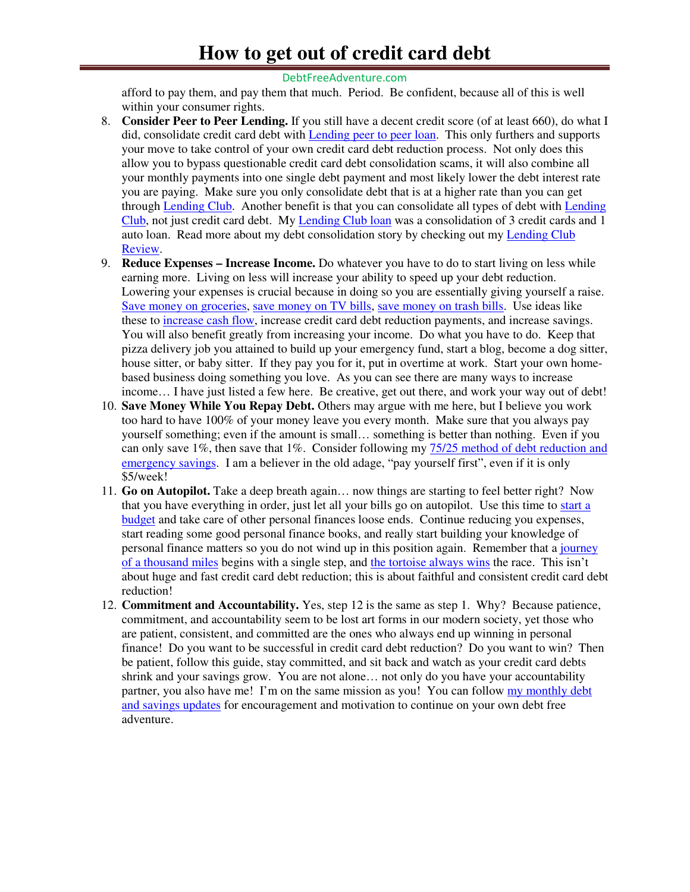afford to pay them, and pay them that much. Period. Be confident, because all of this is well within your consumer rights.

8. **Consider Peer to Peer Lending.** If you still have a decent credit score (of at least 660), do what I did, consolidate credit card debt with Lending peer to peer loan. This only furthers and supports your move to take control of your own credit card debt reduction process. Not only does this allow you to bypass questionable credit card debt consolidation scams, it will also combine all your monthly payments into one single debt payment and most likely lower the debt interest rate you are paying. Make sure you only consolidate debt that is at a higher rate than you can get through Lending Club. Another benefit is that you can consolidate all types of debt with Lending Club, not just credit card debt. My Lending Club loan was a consolidation of 3 credit cards and 1 auto loan. Read more about my debt consolidation story by checking out my Lending Club Review.
9. **Reduce Expenses – Increase Income.** Do whatever you have to do to start living on less while earning more. Living on less will increase your ability to speed up your debt reduction. Lowering your expenses is crucial because in doing so you are essentially giving yourself a raise. Save money on groceries, save money on TV bills, save money on trash bills. Use ideas like these to increase cash flow, increase credit card debt reduction payments, and increase savings. You will also benefit greatly from increasing your income. Do what you have to do. Keep that pizza delivery job you attained to build up your emergency fund, start a blog, become a dog sitter, house sitter, or baby sitter. If they pay you for it, put in overtime at work. Start your own home-based business doing something you love. As you can see there are many ways to increase income… I have just listed a few here. Be creative, get out there, and work your way out of debt!
10. **Save Money While You Repay Debt.** Others may argue with me here, but I believe you work too hard to have 100% of your money leave you every month. Make sure that you always pay yourself something; even if the amount is small… something is better than nothing. Even if you can only save 1%, then save that 1%. Consider following my 75/25 method of debt reduction and emergency savings. I am a believer in the old adage, "pay yourself first", even if it is only $5/week!
11. **Go on Autopilot.** Take a deep breath again… now things are starting to feel better right? Now that you have everything in order, just let all your bills go on autopilot. Use this time to start a budget and take care of other personal finances loose ends. Continue reducing you expenses, start reading some good personal finance books, and really start building your knowledge of personal finance matters so you do not wind up in this position again. Remember that a journey of a thousand miles begins with a single step, and the tortoise always wins the race. This isn't about huge and fast credit card debt reduction; this is about faithful and consistent credit card debt reduction!
12. **Commitment and Accountability.** Yes, step 12 is the same as step 1. Why? Because patience, commitment, and accountability seem to be lost art forms in our modern society, yet those who are patient, consistent, and committed are the ones who always end up winning in personal finance! Do you want to be successful in credit card debt reduction? Do you want to win? Then be patient, follow this guide, stay committed, and sit back and watch as your credit card debts shrink and your savings grow. You are not alone… not only do you have your accountability partner, you also have me! I'm on the same mission as you! You can follow my monthly debt and savings updates for encouragement and motivation to continue on your own debt free adventure.